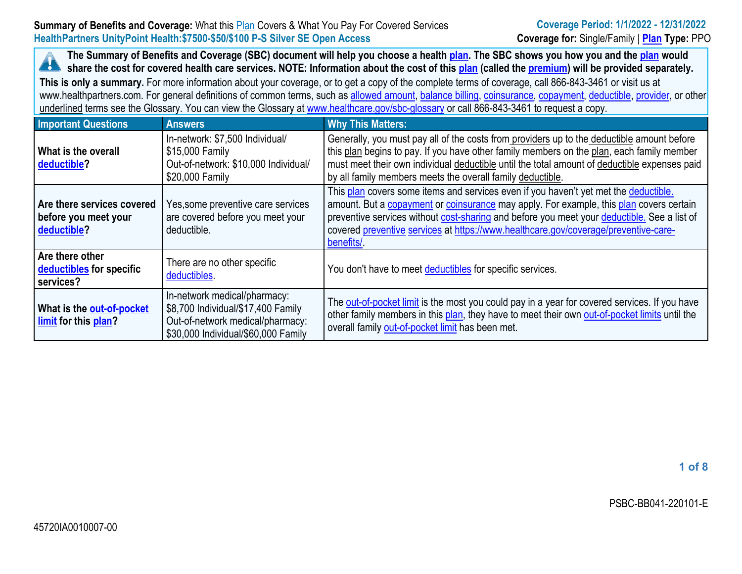**Summary of Benefits and Coverage:** What this Plan Covers & What You Pay For Covered Services
**HealthPartners UnityPoint Health:$7500-$50/$100 P-S Silver SE Open Access**

**Coverage Period: 1/1/2022 - 12/31/2022**
**Coverage for:** Single/Family | **Plan Type:** PPO

**The Summary of Benefits and Coverage (SBC) document will help you choose a health plan. The SBC shows you how you and the plan would share the cost for covered health care services. NOTE: Information about the cost of this plan (called the premium) will be provided separately.**

**This is only a summary.** For more information about your coverage, or to get a copy of the complete terms of coverage, call 866-843-3461 or visit us at www.healthpartners.com. For general definitions of common terms, such as allowed amount, balance billing, coinsurance, copayment, deductible, provider, or other underlined terms see the Glossary. You can view the Glossary at www.healthcare.gov/sbc-glossary or call 866-843-3461 to request a copy.

| Important Questions | Answers | Why This Matters: |
|---|---|---|
| **What is the overall deductible?** | In-network: $7,500 Individual/ $15,000 Family<br>Out-of-network: $10,000 Individual/ $20,000 Family | Generally, you must pay all of the costs from providers up to the deductible amount before this plan begins to pay. If you have other family members on the plan, each family member must meet their own individual deductible until the total amount of deductible expenses paid by all family members meets the overall family deductible. |
| **Are there services covered before you meet your deductible?** | Yes,some preventive care services are covered before you meet your deductible. | This plan covers some items and services even if you haven't yet met the deductible. amount. But a copayment or coinsurance may apply. For example, this plan covers certain preventive services without cost-sharing and before you meet your deductible. See a list of covered preventive services at https://www.healthcare.gov/coverage/preventive-care-benefits/. |
| **Are there other deductibles for specific services?** | There are no other specific deductibles. | You don't have to meet deductibles for specific services. |
| **What is the out-of-pocket limit for this plan?** | In-network medical/pharmacy: $8,700 Individual/$17,400 Family<br>Out-of-network medical/pharmacy: $30,000 Individual/$60,000 Family | The out-of-pocket limit is the most you could pay in a year for covered services. If you have other family members in this plan, they have to meet their own out-of-pocket limits until the overall family out-of-pocket limit has been met. |

PSBC-BB041-220101-E

45720IA0010007-00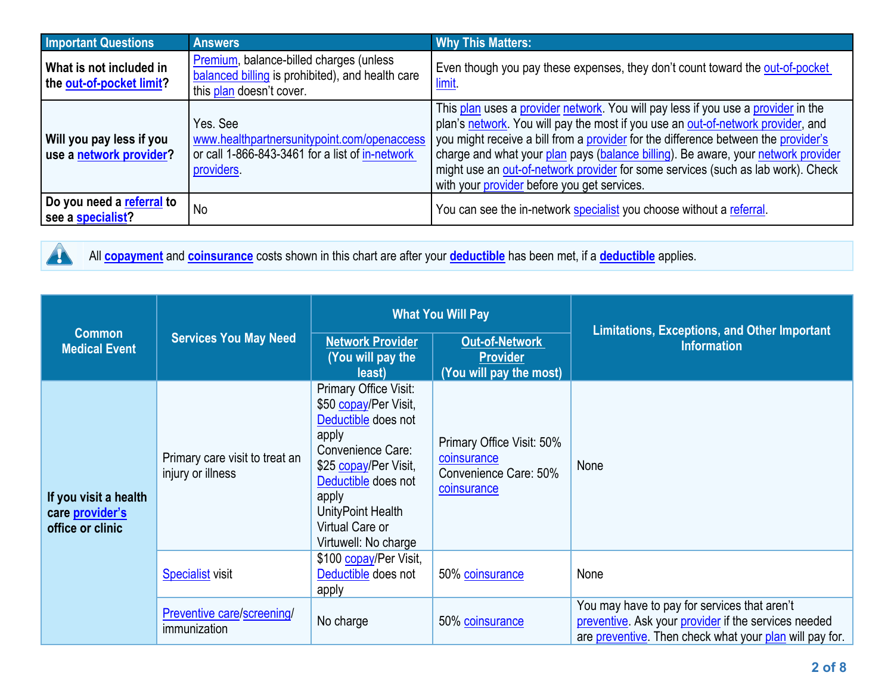| Important Questions | Answers | Why This Matters: |
|---|---|---|
| **What is not included in the out-of-pocket limit?** | Premium, balance-billed charges (unless balanced billing is prohibited), and health care this plan doesn't cover. | Even though you pay these expenses, they don't count toward the out-of-pocket limit. |
| **Will you pay less if you use a network provider?** | Yes. See www.healthpartnersunitypoint.com/openaccess or call 1-866-843-3461 for a list of in-network providers. | This plan uses a provider network. You will pay less if you use a provider in the plan's network. You will pay the most if you use an out-of-network provider, and you might receive a bill from a provider for the difference between the provider's charge and what your plan pays (balance billing). Be aware, your network provider might use an out-of-network provider for some services (such as lab work). Check with your provider before you get services. |
| **Do you need a referral to see a specialist?** | No | You can see the in-network specialist you choose without a referral. |

All **copayment** and **coinsurance** costs shown in this chart are after your **deductible** has been met, if a **deductible** applies.

| Common Medical Event | Services You May Need | What You Will Pay | | Limitations, Exceptions, and Other Important Information |
|---|---|---|---|---|
| | | Network Provider (You will pay the least) | Out-of-Network Provider (You will pay the most) | |
| **If you visit a health care provider's office or clinic** | Primary care visit to treat an injury or illness | Primary Office Visit: $50 copay/Per Visit, Deductible does not apply<br>Convenience Care: $25 copay/Per Visit, Deductible does not apply<br>UnityPoint Health Virtual Care or Virtuwell: No charge | Primary Office Visit: 50% coinsurance<br>Convenience Care: 50% coinsurance | None |
| | Specialist visit | $100 copay/Per Visit, Deductible does not apply | 50% coinsurance | None |
| | Preventive care/screening/ immunization | No charge | 50% coinsurance | You may have to pay for services that aren't preventive. Ask your provider if the services needed are preventive. Then check what your plan will pay for. |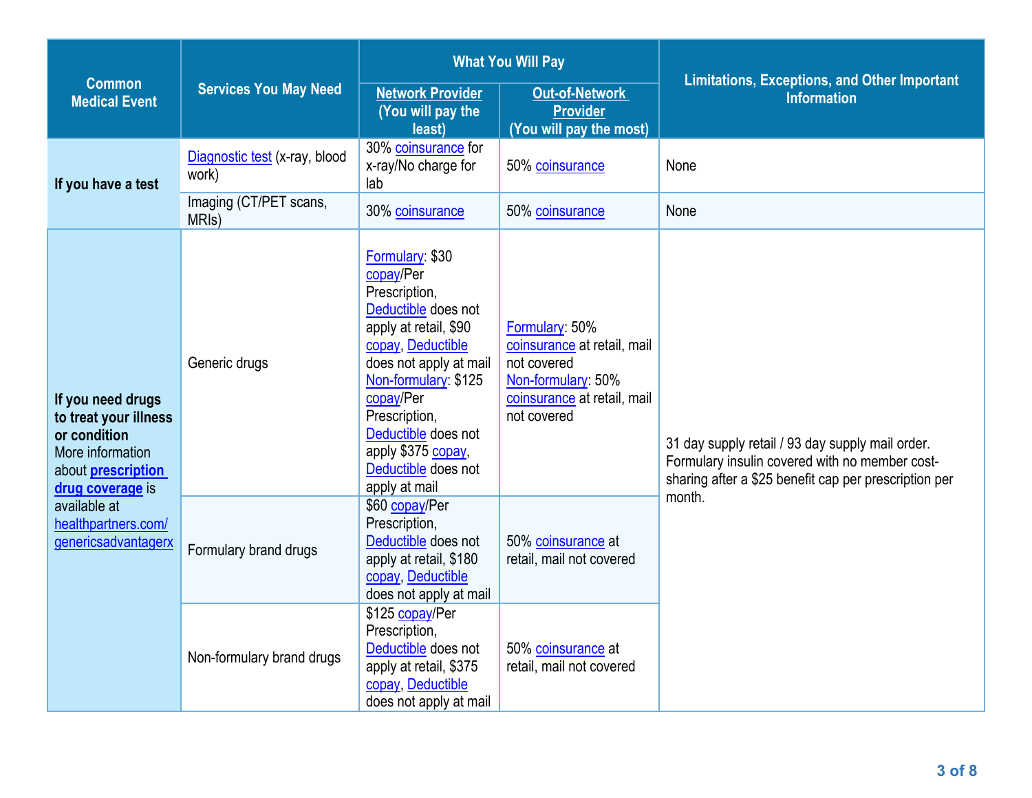| Common Medical Event | Services You May Need | What You Will Pay | | Limitations, Exceptions, and Other Important Information |
|---|---|---|---|---|
| | | Network Provider (You will pay the least) | Out-of-Network Provider (You will pay the most) | |
| **If you have a test** | Diagnostic test (x-ray, blood work) | 30% coinsurance for x-ray/No charge for lab | 50% coinsurance | None |
| | Imaging (CT/PET scans, MRIs) | 30% coinsurance | 50% coinsurance | None |
| **If you need drugs to treat your illness or condition** More information about **prescription drug coverage** is available at healthpartners.com/genericsadvantagerx | Generic drugs | Formulary: $30 copay/Per Prescription, Deductible does not apply at retail, $90 copay, Deductible does not apply at mail Non-formulary: $125 copay/Per Prescription, Deductible does not apply $375 copay, Deductible does not apply at mail | Formulary: 50% coinsurance at retail, mail not covered Non-formulary: 50% coinsurance at retail, mail not covered | 31 day supply retail / 93 day supply mail order. Formulary insulin covered with no member cost-sharing after a $25 benefit cap per prescription per month. |
| | Formulary brand drugs | $60 copay/Per Prescription, Deductible does not apply at retail, $180 copay, Deductible does not apply at mail | 50% coinsurance at retail, mail not covered | |
| | Non-formulary brand drugs | $125 copay/Per Prescription, Deductible does not apply at retail, $375 copay, Deductible does not apply at mail | 50% coinsurance at retail, mail not covered | |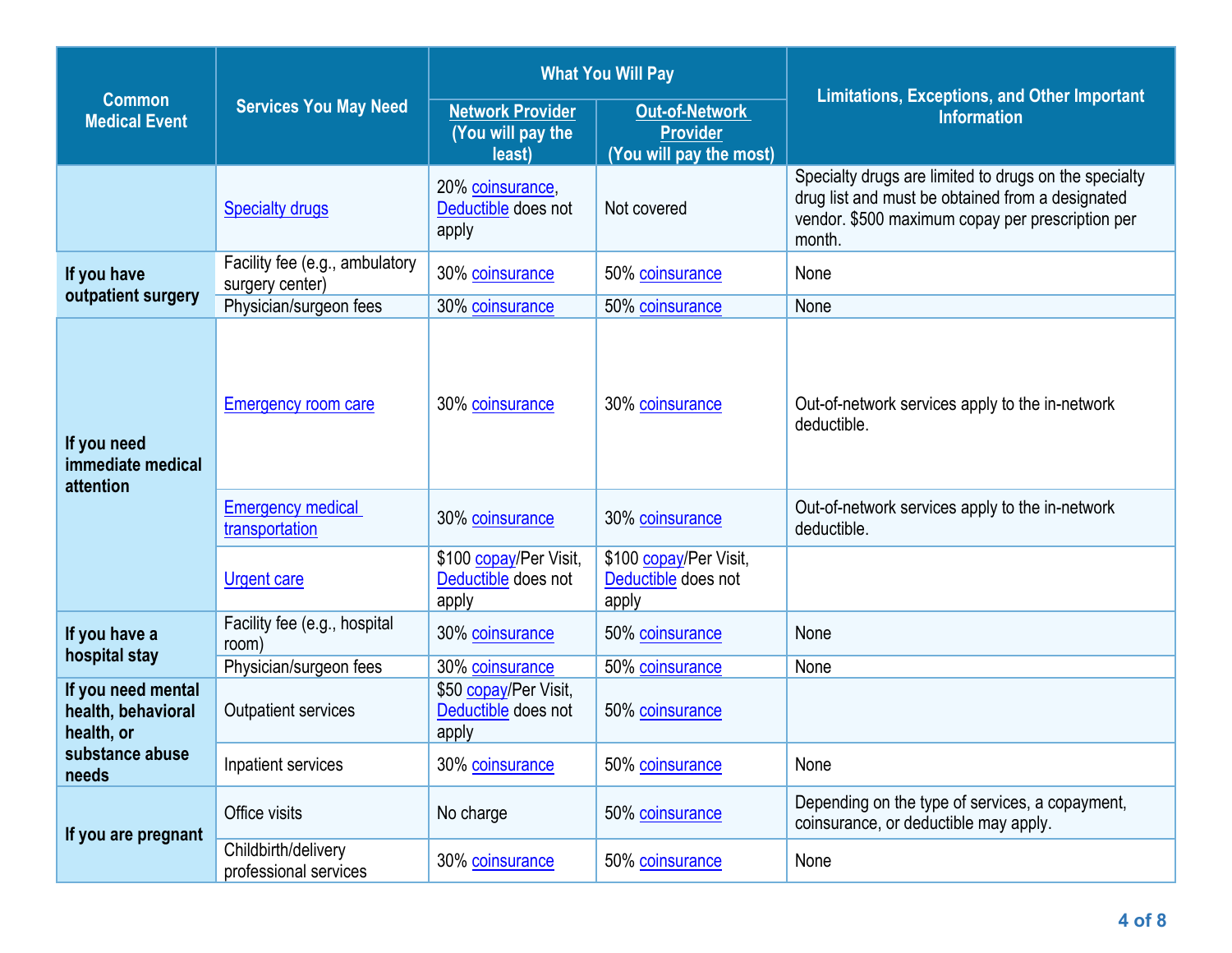| Common Medical Event | Services You May Need | What You Will Pay | | Limitations, Exceptions, and Other Important Information |
|---|---|---|---|---|
| | | Network Provider (You will pay the least) | Out-of-Network Provider (You will pay the most) | |
| | Specialty drugs | 20% coinsurance, Deductible does not apply | Not covered | Specialty drugs are limited to drugs on the specialty drug list and must be obtained from a designated vendor. $500 maximum copay per prescription per month. |
| If you have outpatient surgery | Facility fee (e.g., ambulatory surgery center) | 30% coinsurance | 50% coinsurance | None |
| | Physician/surgeon fees | 30% coinsurance | 50% coinsurance | None |
| If you need immediate medical attention | Emergency room care | 30% coinsurance | 30% coinsurance | Out-of-network services apply to the in-network deductible. |
| | Emergency medical transportation | 30% coinsurance | 30% coinsurance | Out-of-network services apply to the in-network deductible. |
| | Urgent care | $100 copay/Per Visit, Deductible does not apply | $100 copay/Per Visit, Deductible does not apply | |
| If you have a hospital stay | Facility fee (e.g., hospital room) | 30% coinsurance | 50% coinsurance | None |
| | Physician/surgeon fees | 30% coinsurance | 50% coinsurance | None |
| If you need mental health, behavioral health, or substance abuse needs | Outpatient services | $50 copay/Per Visit, Deductible does not apply | 50% coinsurance | |
| | Inpatient services | 30% coinsurance | 50% coinsurance | None |
| If you are pregnant | Office visits | No charge | 50% coinsurance | Depending on the type of services, a copayment, coinsurance, or deductible may apply. |
| | Childbirth/delivery professional services | 30% coinsurance | 50% coinsurance | None |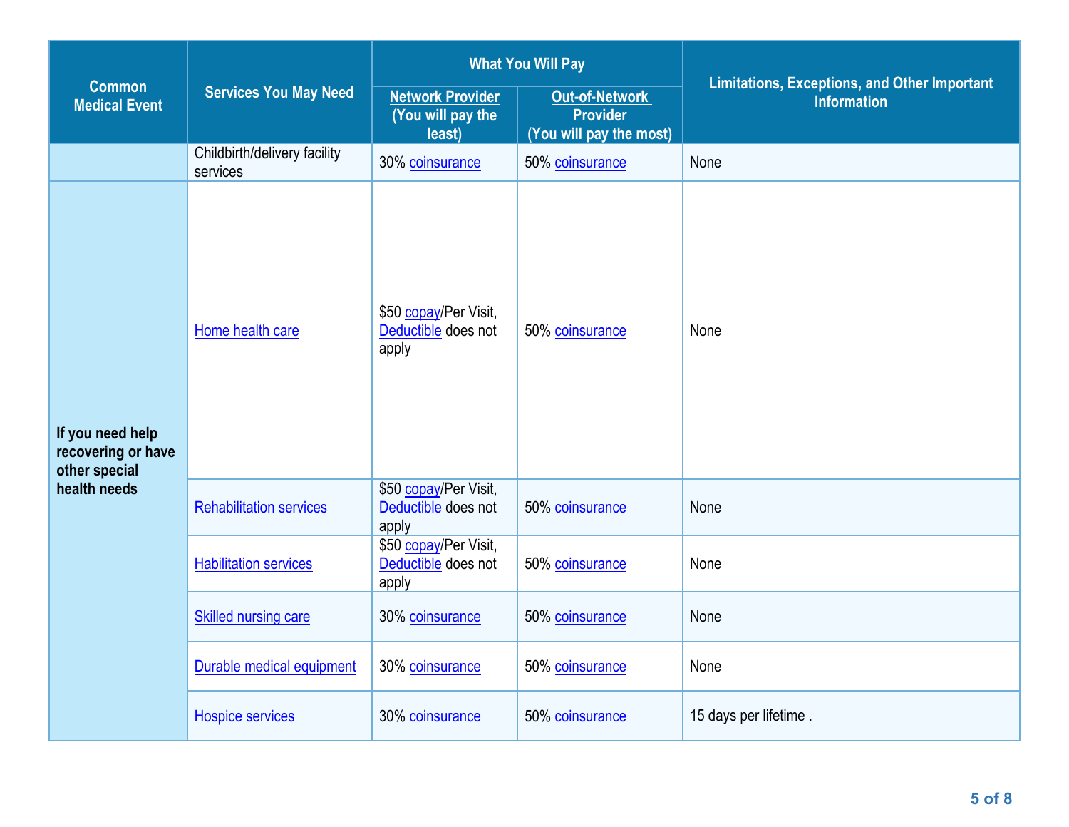| Common Medical Event | Services You May Need | What You Will Pay | | Limitations, Exceptions, and Other Important Information |
|---|---|---|---|---|
| | | Network Provider (You will pay the least) | Out-of-Network Provider (You will pay the most) | |
| | Childbirth/delivery facility services | 30% coinsurance | 50% coinsurance | None |
| If you need help recovering or have other special health needs | Home health care | $50 copay/Per Visit, Deductible does not apply | 50% coinsurance | None |
| | Rehabilitation services | $50 copay/Per Visit, Deductible does not apply | 50% coinsurance | None |
| | Habilitation services | $50 copay/Per Visit, Deductible does not apply | 50% coinsurance | None |
| | Skilled nursing care | 30% coinsurance | 50% coinsurance | None |
| | Durable medical equipment | 30% coinsurance | 50% coinsurance | None |
| | Hospice services | 30% coinsurance | 50% coinsurance | 15 days per lifetime . |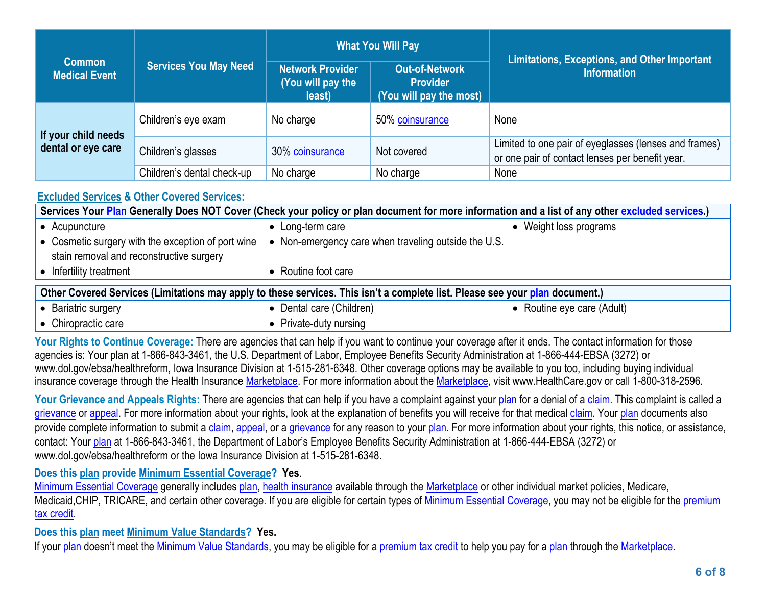| Common Medical Event | Services You May Need | What You Will Pay | | Limitations, Exceptions, and Other Important Information |
|---|---|---|---|---|
| | | Network Provider (You will pay the least) | Out-of-Network Provider (You will pay the most) | |
| If your child needs dental or eye care | Children's eye exam | No charge | 50% coinsurance | None |
| | Children's glasses | 30% coinsurance | Not covered | Limited to one pair of eyeglasses (lenses and frames) or one pair of contact lenses per benefit year. |
| | Children's dental check-up | No charge | No charge | None |

**Excluded Services & Other Covered Services:**

**Services Your Plan Generally Does NOT Cover (Check your policy or plan document for more information and a list of any other excluded services.)**

- Acupuncture
- Cosmetic surgery with the exception of port wine stain removal and reconstructive surgery
- Infertility treatment
- Long-term care
- Non-emergency care when traveling outside the U.S.
- Routine foot care
- Weight loss programs

**Other Covered Services (Limitations may apply to these services. This isn't a complete list. Please see your plan document.)**

- Bariatric surgery
- Chiropractic care
- Dental care (Children)
- Private-duty nursing
- Routine eye care (Adult)

**Your Rights to Continue Coverage:** There are agencies that can help if you want to continue your coverage after it ends. The contact information for those agencies is: Your plan at 1-866-843-3461, the U.S. Department of Labor, Employee Benefits Security Administration at 1-866-444-EBSA (3272) or www.dol.gov/ebsa/healthreform, Iowa Insurance Division at 1-515-281-6348. Other coverage options may be available to you too, including buying individual insurance coverage through the Health Insurance Marketplace. For more information about the Marketplace, visit www.HealthCare.gov or call 1-800-318-2596.

**Your Grievance and Appeals Rights:** There are agencies that can help if you have a complaint against your plan for a denial of a claim. This complaint is called a grievance or appeal. For more information about your rights, look at the explanation of benefits you will receive for that medical claim. Your plan documents also provide complete information to submit a claim, appeal, or a grievance for any reason to your plan. For more information about your rights, this notice, or assistance, contact: Your plan at 1-866-843-3461, the Department of Labor's Employee Benefits Security Administration at 1-866-444-EBSA (3272) or www.dol.gov/ebsa/healthreform or the Iowa Insurance Division at 1-515-281-6348.

**Does this plan provide Minimum Essential Coverage? Yes.**

Minimum Essential Coverage generally includes plan, health insurance available through the Marketplace or other individual market policies, Medicare, Medicaid,CHIP, TRICARE, and certain other coverage. If you are eligible for certain types of Minimum Essential Coverage, you may not be eligible for the premium tax credit.

**Does this plan meet Minimum Value Standards? Yes.**

If your plan doesn't meet the Minimum Value Standards, you may be eligible for a premium tax credit to help you pay for a plan through the Marketplace.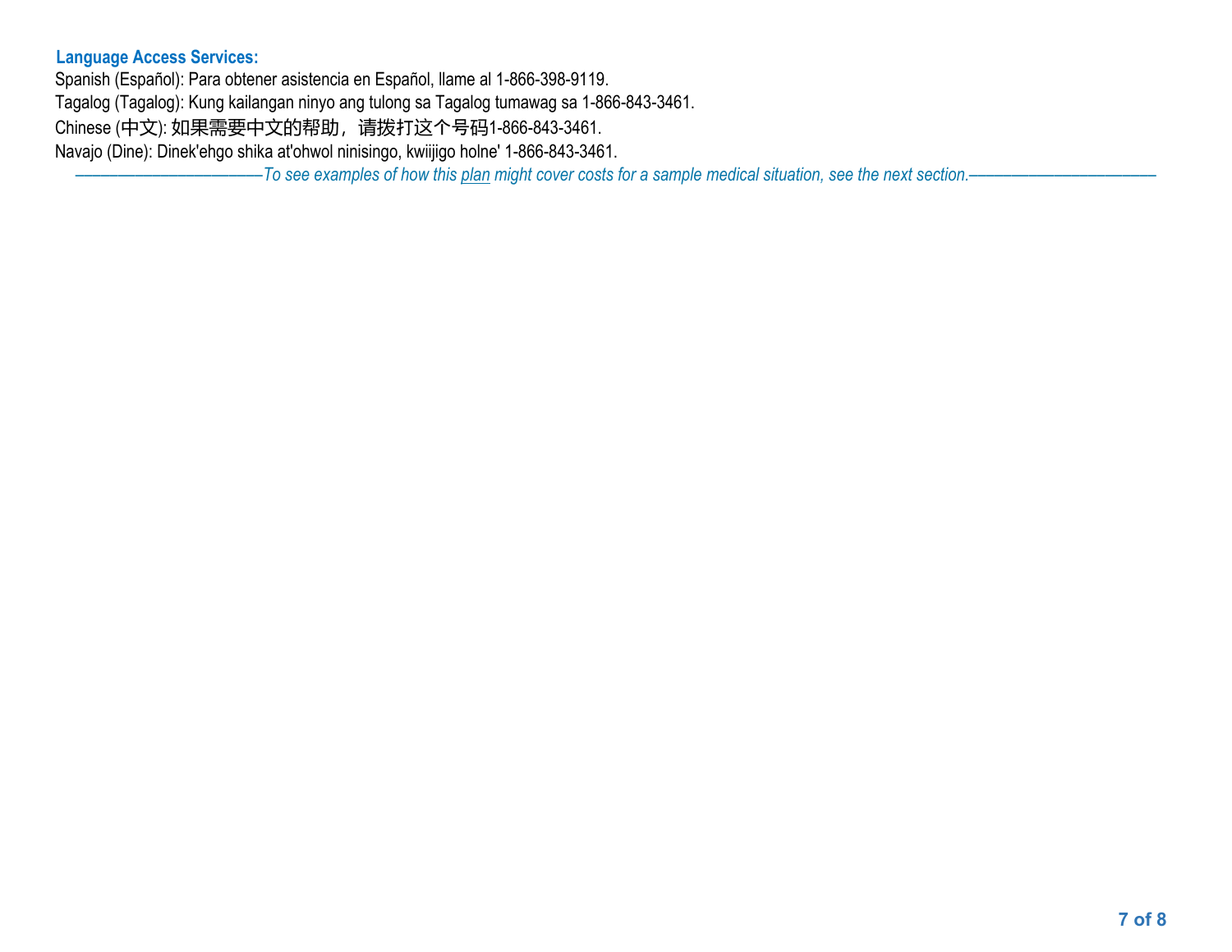**Language Access Services:**

Spanish (Español): Para obtener asistencia en Español, llame al 1-866-398-9119.

Tagalog (Tagalog): Kung kailangan ninyo ang tulong sa Tagalog tumawag sa 1-866-843-3461.

Chinese (中文): 如果需要中文的帮助，请拨打这个号码1-866-843-3461.

Navajo (Dine): Dinek'ehgo shika at'ohwol ninisingo, kwiijigo holne' 1-866-843-3461.

*——————————————To see examples of how this plan might cover costs for a sample medical situation, see the next section.——————————————*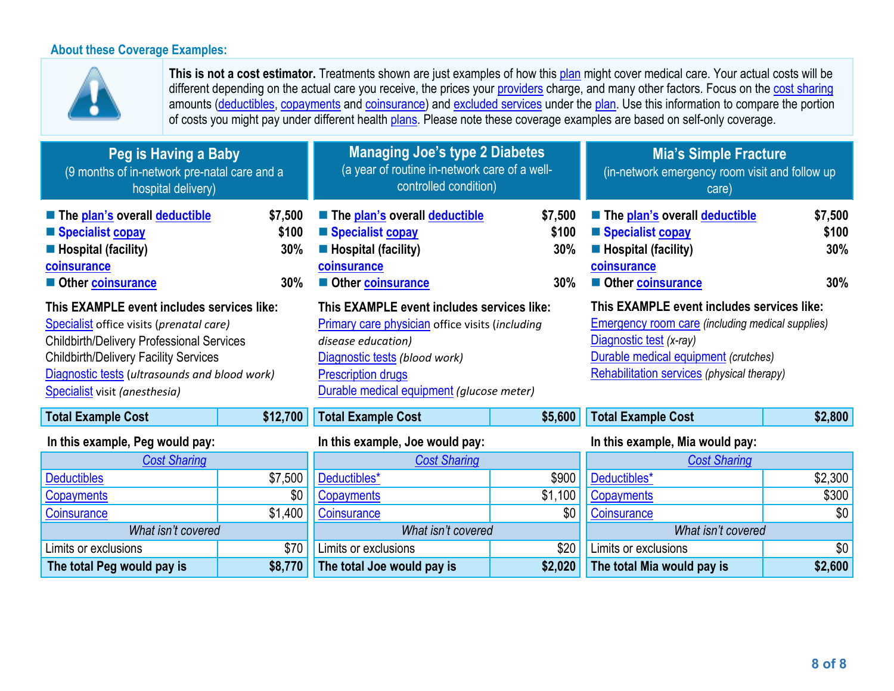### About these Coverage Examples:

**This is not a cost estimator.** Treatments shown are just examples of how this plan might cover medical care. Your actual costs will be different depending on the actual care you receive, the prices your providers charge, and many other factors. Focus on the cost sharing amounts (deductibles, copayments and coinsurance) and excluded services under the plan. Use this information to compare the portion of costs you might pay under different health plans. Please note these coverage examples are based on self-only coverage.

## Peg is Having a Baby
(9 months of in-network pre-natal care and a hospital delivery)

- **The plan's overall deductible** **$7,500**
- **Specialist copay** **$100**
- **Hospital (facility) coinsurance** **30%**
- **Other coinsurance** **30%**

**This EXAMPLE event includes services like:**
Specialist office visits (*prenatal care)*
Childbirth/Delivery Professional Services
Childbirth/Delivery Facility Services
Diagnostic tests (*ultrasounds and blood work)*
Specialist visit *(anesthesia)*

| **Total Example Cost** | **$12,700** |
|---|---|

**In this example, Peg would pay:**

| *Cost Sharing* | |
|---|---|
| Deductibles | $7,500 |
| Copayments | $0 |
| Coinsurance | $1,400 |
| *What isn't covered* | |
| Limits or exclusions | $70 |
| **The total Peg would pay is** | **$8,770** |

## Managing Joe's type 2 Diabetes
(a year of routine in-network care of a well-controlled condition)

- **The plan's overall deductible** **$7,500**
- **Specialist copay** **$100**
- **Hospital (facility) coinsurance** **30%**
- **Other coinsurance** **30%**

**This EXAMPLE event includes services like:**
Primary care physician office visits (*including disease education)*
Diagnostic tests *(blood work)*
Prescription drugs
Durable medical equipment *(glucose meter)*

| **Total Example Cost** | **$5,600** |
|---|---|

**In this example, Joe would pay:**

| *Cost Sharing* | |
|---|---|
| Deductibles* | $900 |
| Copayments | $1,100 |
| Coinsurance | $0 |
| *What isn't covered* | |
| Limits or exclusions | $20 |
| **The total Joe would pay is** | **$2,020** |

## Mia's Simple Fracture
(in-network emergency room visit and follow up care)

- **The plan's overall deductible** **$7,500**
- **Specialist copay** **$100**
- **Hospital (facility) coinsurance** **30%**
- **Other coinsurance** **30%**

**This EXAMPLE event includes services like:**
Emergency room care *(including medical supplies)*
Diagnostic test *(x-ray)*
Durable medical equipment *(crutches)*
Rehabilitation services *(physical therapy)*

| **Total Example Cost** | **$2,800** |
|---|---|

**In this example, Mia would pay:**

| *Cost Sharing* | |
|---|---|
| Deductibles* | $2,300 |
| Copayments | $300 |
| Coinsurance | $0 |
| *What isn't covered* | |
| Limits or exclusions | $0 |
| **The total Mia would pay is** | **$2,600** |